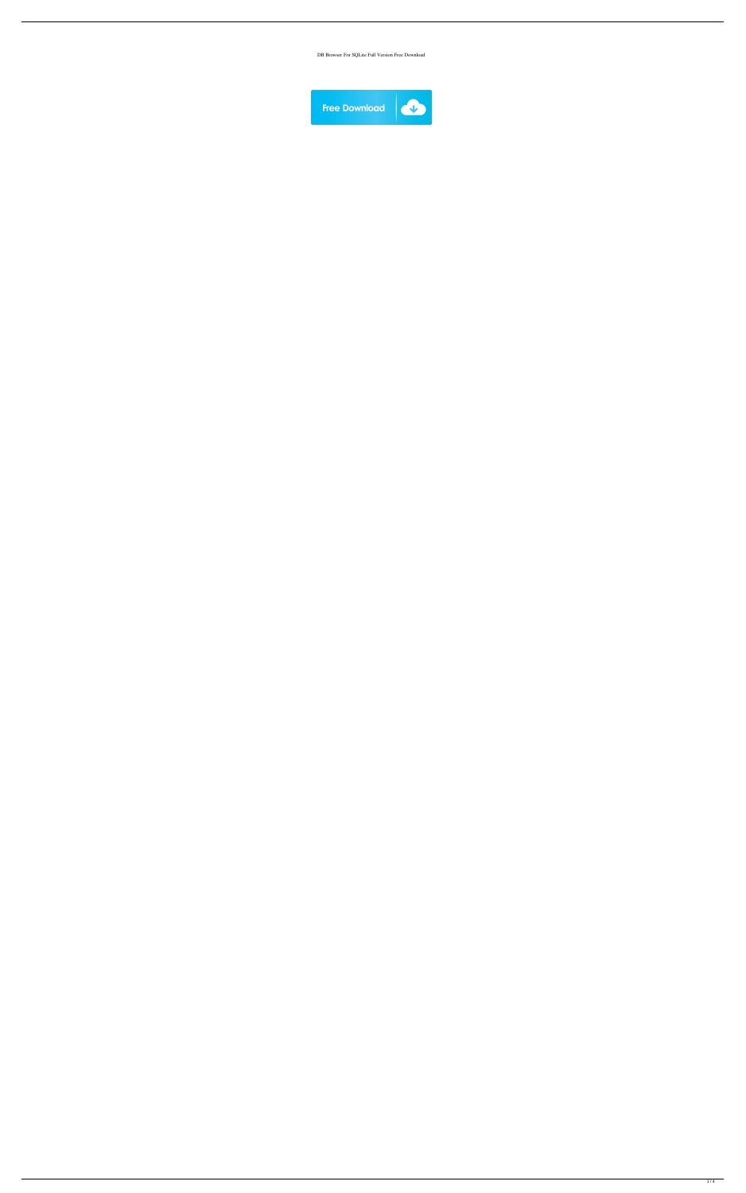DB Browser For SQLite Full Version Free Download

Free Download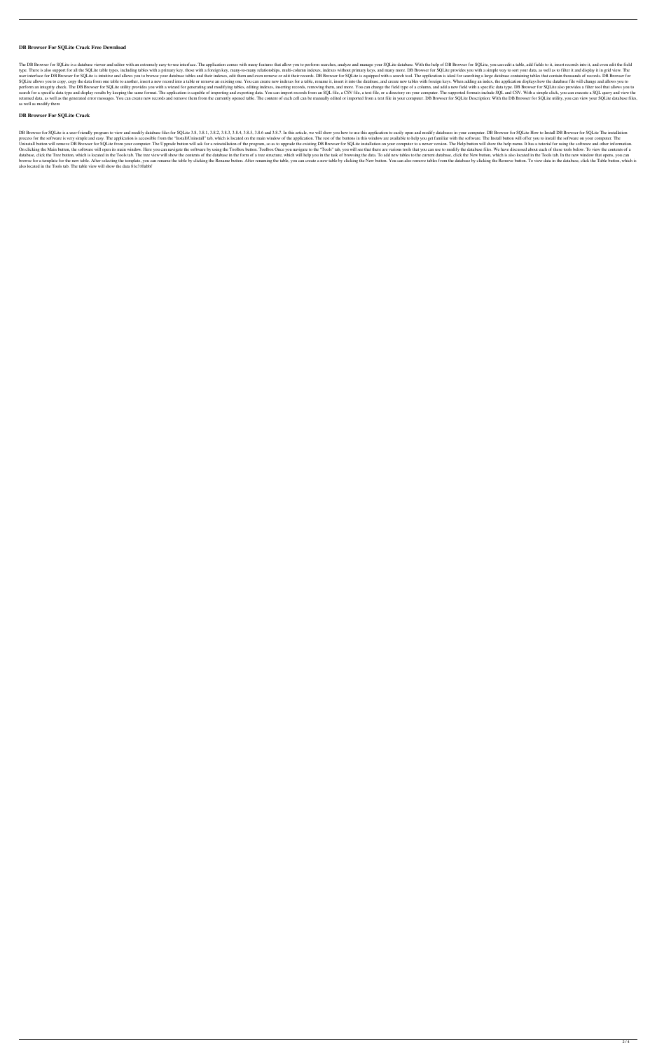## DB Browser For SQLite Crack Free Download

The DB Browser for SQLite is a database viewer and editor with an extremely easy-to-use interface. The application comes with many features that allow you to perform searches, analyze and manage your SQLite database. With the help of DB Browser for SQLite, you can edit a table, add fields to it, insert records into it, and even edit the field type. There is also support for all the SQLite table types, including tables with a primary key, those with a foreign key, many-to-many relationships, multi-column indexes, indexes without primary keys, and many more. DB Browser for SQLite provides you with a simple way to sort your data, as well as to filter it and display it in grid view. The user interface for DB Browser for SQLite is intuitive and allows you to browse your database tables and their indexes, edit them and even remove or edit their records. DB Browser for SQLite is equipped with a search tool. The application is ideal for searching a large database containing tables that contain thousands of records. DB Browser for SQLite allows you to copy, copy the data from one table to another, insert a new record into a table or remove an existing one. You can create new indexes for a table, rename it, insert it into the database, and create new tables with foreign keys. When adding an index, the application displays how the database file will change and allows you to perform an integrity check. The DB Browser for SQLite utility provides you with a wizard for generating and modifying tables, editing indexes, inserting records, removing them, and more. You can change the field type of a column, and add a new field with a specific data type. DB Browser for SQLite also provides a filter tool that allows you to search for a specific data type and display results by keeping the same format. The application is capable of importing and exporting data. You can import records from an SQL file, a CSV file, a text file, or a directory on your computer. The supported formats include SQL and CSV. With a simple click, you can execute a SQL query and view the returned data, as well as the generated error messages. You can create new records and remove them from the currently opened table. The content of each cell can be manually edited or imported from a text file in your computer. DB Browser for SQLite Description: With the DB Browser for SQLite utility, you can view your SQLite database files, as well as modify them

## DB Browser For SQLite Crack

DB Browser for SQLite is a user-friendly program to view and modify database files for SQLite 3.8, 3.8.1, 3.8.2, 3.8.3, 3.8.4, 3.8.5, 3.8.6 and 3.8.7. In this article, we will show you how to use this application to easily open and modify databases in your computer. DB Browser for SQLite How to Install DB Browser for SQLite The installation process for the software is very simple and easy. The application is accessible from the "Install/Uninstall" tab, which is located on the main window of the application. The rest of the buttons in this window are available to help you get familiar with the software. The Install button will offer you to install the software on your computer. The Uninstall button will remove DB Browser for SQLite from your computer. The Upgrade button will ask for a reinstallation of the program, so as to upgrade the existing DB Browser for SQLite installation on your computer to a newer version. The Help button will show the help menu. It has a tutorial for using the software and other information. On clicking the Main button, the software will open its main window. Here you can navigate the software by using the Toolbox button. Toolbox Once you navigate to the "Tools" tab, you will see that there are various tools that you can use to modify the database files. We have discussed about each of these tools below. To view the contents of a database, click the Tree button, which is located in the Tools tab. The tree view will show the contents of the database in the form of a tree structure, which will help you in the task of browsing the data. To add new tables to the current database, click the New button, which is also located in the Tools tab. In the new window that opens, you can browse for a template for the new table. After selecting the template, you can rename the table by clicking the Rename button. After renaming the table, you can create a new table by clicking the New button. You can also remove tables from the database by clicking the Remove button. To view data in the database, click the Table button, which is also located in the Tools tab. The table view will show the data 81e310abbf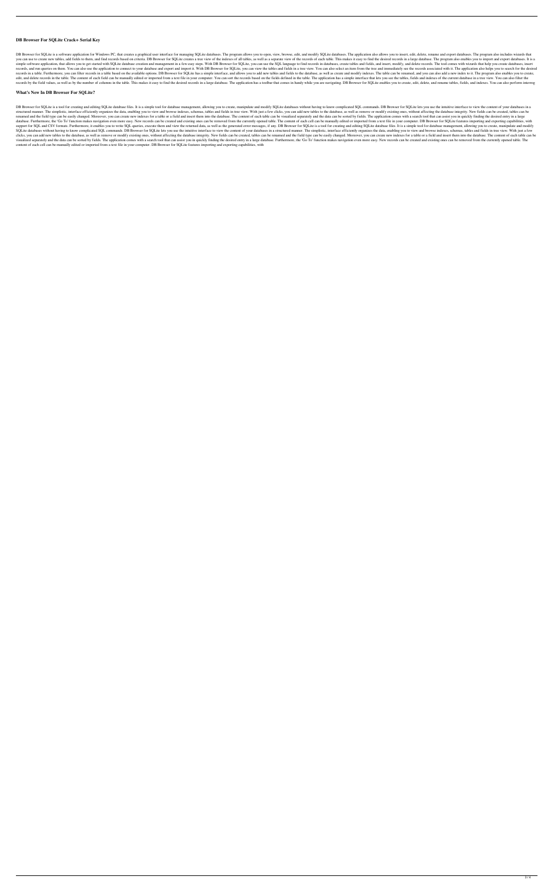## DB Browser For SQLite Crack+ Serial Key

DB Browser for SQLite is a software application for Windows PC, that creates a graphical user interface for managing SQLite databases. The program allows you to open, view, browse, edit, and modify SQLite databases. The application also allows you to insert, edit, delete, rename and export databases. The program also includes wizards that you can use to create new tables, add fields to them, and find records based on criteria. DB Browser for SQLite creates a tree view of the indexes of all tables, as well as a separate view of the records of each table. This makes it easy to find the desired records in a large database. The program also enables you to import and export databases. It is a simple software application, that allows you to get started with SQLite database creation and management in a few easy steps. With DB Browser for SQLite, you can use the SQL language to find records in databases, create tables and fields, and insert, modify, and delete records. The tool comes with wizards that help you create databases, insert records, and run queries on them. You can also use the application to connect to your database and export and import it. With DB Browser for SQLite, you can view the tables and fields in a tree view. You can also select an item from the tree and immediately see the records associated with it. The application also helps you to search for the desired records in a table. Furthermore, you can filter records in a table based on the available options. DB Browser for SQLite has a simple interface, and allows you to add new tables and fields to the database, as well as create and modify indexes. The table can be renamed, and you can also add a new index to it. The program also enables you to create, edit, and delete records in the table. The content of each field can be manually edited or imported from a text file in your computer. You can sort the records based on the fields defined in the table. The application has a simple interface that lets you see the tables, fields and indexes of the current database in a tree view. You can also filter the records by the field values, as well as by the number of columns in the table. This makes it easy to find the desired records in a large database. The application has a toolbar that comes in handy while you are navigating. DB Browser for SQLite enables you to create, edit, delete, and rename tables, fields, and indexes. You can also perform interrog

## What's New In DB Browser For SQLite?

DB Browser for SQLite is a tool for creating and editing SQLite database files. It is a simple tool for database management, allowing you to create, manipulate and modify SQLite databases without having to know complicated SQL commands. DB Browser for SQLite lets you use the intuitive interface to view the content of your databases in a structured manner. The simplistic, interface efficiently organizes the data, enabling you to view and browse indexes, schemas, tables and fields in tree view. With just a few clicks, you can add new tables to the database, as well as remove or modify existing ones, without affecting the database integrity. New fields can be created, tables can be renamed and the field type can be easily changed. Moreover, you can create new indexes for a table or a field and insert them into the database. The content of each table can be visualized separately and the data can be sorted by fields. The application comes with a search tool that can assist you in quickly finding the desired entry in a large database. Furthermore, the 'Go To' function makes navigation even more easy. New records can be created and existing ones can be removed from the currently opened table. The content of each cell can be manually edited or imported from a text file in your computer. DB Browser for SQLite features importing and exporting capabilities, with support for SQL and CSV formats. Furthermore, it enables you to write SQL queries, execute them and view the returned data, as well as the generated error messages, if any. DB Browser for SQLite is a tool for creating and editing SQLite database files. It is a simple tool for database management, allowing you to create, manipulate and modify SQLite databases without having to know complicated SQL commands. DB Browser for SQLite lets you use the intuitive interface to view the content of your databases in a structured manner. The simplistic, interface efficiently organizes the data, enabling you to view and browse indexes, schemas, tables and fields in tree view. With just a few clicks, you can add new tables to the database, as well as remove or modify existing ones, without affecting the database integrity. New fields can be created, tables can be renamed and the field type can be easily changed. Moreover, you can create new indexes for a table or a field and insert them into the database. The content of each table can be visualized separately and the data can be sorted by fields. The application comes with a search tool that can assist you in quickly finding the desired entry in a large database. Furthermore, the 'Go To' function makes navigation even more easy. New records can be created and existing ones can be removed from the currently opened table. The content of each cell can be manually edited or imported from a text file in your computer. DB Browser for SQLite features importing and exporting capabilities, with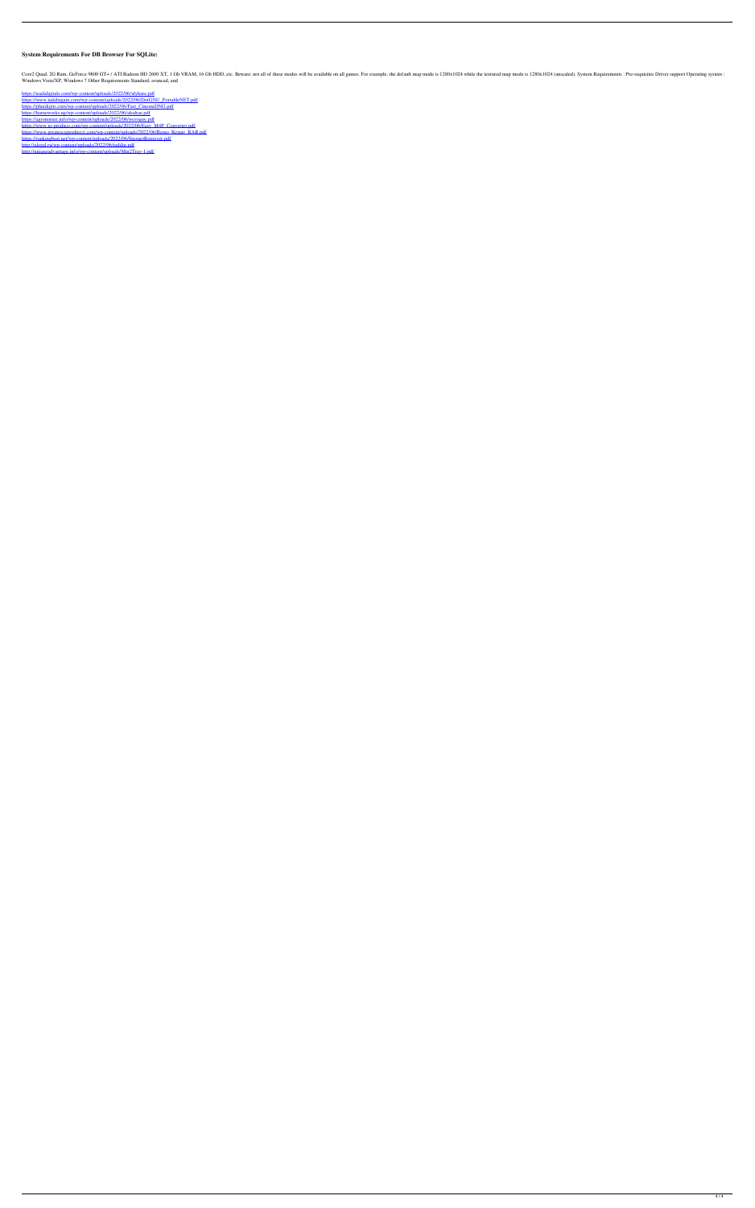**System Requirements For DB Browser For SQLite:**

Core2 Quad, 2G Ram, GeForce 9800 GT+ / ATI Radeon HD 2600 XT, 1 Gb VRAM, 16 Gb HDD, etc. Beware: not all of these modes will be available on all games. For example, the default map mode is 1280x1024 while the textured map mode is 1280x1024 (unscaled). System Requirements : Pre-requisites Driver support Operating system : Windows Vista/XP, Windows 7 Other Requirements Standard, avanced, and

https://ssaidigitals.com/wp-content/uploads/2022/06/alyhare.pdf
https://www.nalabagam.com/wp-content/uploads/2022/06/DotGNU_PortableNET.pdf
https://phatdigits.com/wp-content/uploads/2022/06/Fast_CinemaDNG.pdf
https://homeworks.ng/wp-content/uploads/2022/06/aleelrae.pdf
https://tazzakhabar.info/wp-content/uploads/2022/06/werouzy.pdf
https://www.io-produco.com/wp-content/uploads/2022/06/Easy_M4P_Converter.pdf
https://www.greatescapesdirect.com/wp-content/uploads/2022/06/Remo_Repair_RAR.pdf
https://rankingbest.net/wp-content/uploads/2022/06/SnooperRemover.pdf
http://alocalnd.ru/wp-content/uploads/2022/06/talilin.pdf
http://uniqueadvantage.info/wp-content/uploads/Min2Tray-1.pdf